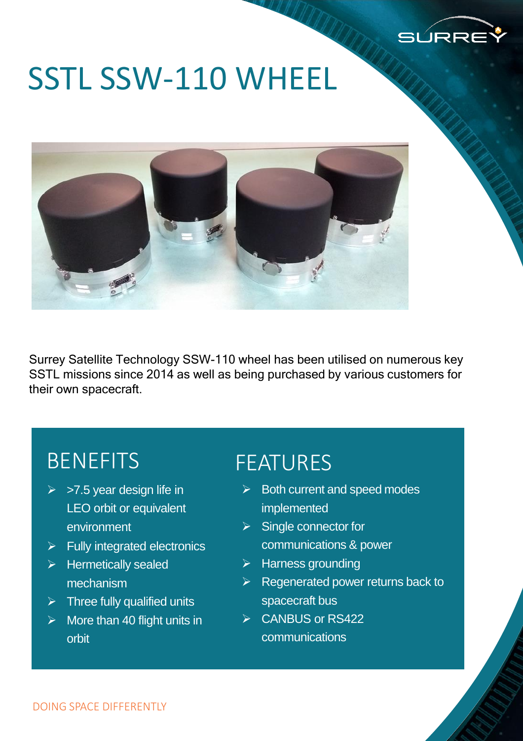# SSTL SSW-110 WHEEL

Surrey Satellite Technology SSW-110 wheel has been utilised on numerous key SSTL missions since 2014 as well as being purchased by various customers for their own spacecraft.

## BENEFITS

- >7.5 year design life in LEO orbit or equivalent environment
- Fully integrated electronics
- Hermetically sealed mechanism
- Three fully qualified units
- More than 40 flight units in orbit

## FEATURES

- Both current and speed modes implemented
- Single connector for communications & power
- Harness grounding
- Regenerated power returns back to spacecraft bus
- CANBUS or RS422 communications

DOING SPACE DIFFERENTLY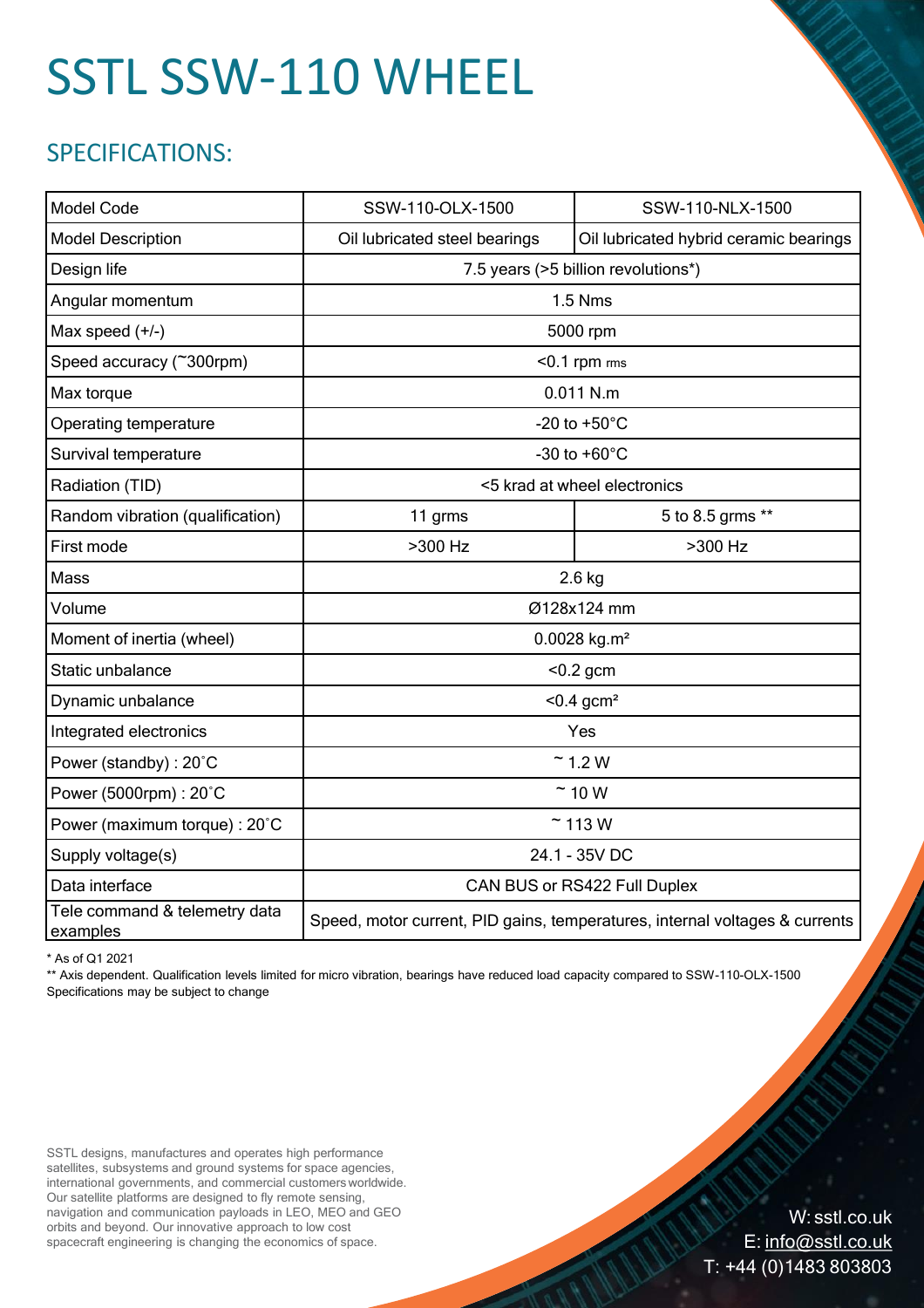# SSTL SSW-110 WHEEL

## SPECIFICATIONS:

| Model Code | SSW-110-OLX-1500 | SSW-110-NLX-1500 |
|---|---|---|
| Model Description | Oil lubricated steel bearings | Oil lubricated hybrid ceramic bearings |
| Design life | 7.5 years (>5 billion revolutions*) | |
| Angular momentum | 1.5 Nms | |
| Max speed (+/-) | 5000 rpm | |
| Speed accuracy (~300rpm) | <0.1 rpm rms | |
| Max torque | 0.011 N.m | |
| Operating temperature | -20 to +50°C | |
| Survival temperature | -30 to +60°C | |
| Radiation (TID) | <5 krad at wheel electronics | |
| Random vibration (qualification) | 11 grms | 5 to 8.5 grms ** |
| First mode | >300 Hz | >300 Hz |
| Mass | 2.6 kg | |
| Volume | Ø128x124 mm | |
| Moment of inertia (wheel) | 0.0028 kg.m² | |
| Static unbalance | <0.2 gcm | |
| Dynamic unbalance | <0.4 gcm² | |
| Integrated electronics | Yes | |
| Power (standby) : 20˚C | ~ 1.2 W | |
| Power (5000rpm) : 20˚C | ~ 10 W | |
| Power (maximum torque) : 20˚C | ~ 113 W | |
| Supply voltage(s) | 24.1 - 35V DC | |
| Data interface | CAN BUS or RS422 Full Duplex | |
| Tele command & telemetry data examples | Speed, motor current, PID gains, temperatures, internal voltages & currents | |

* As of Q1 2021

** Axis dependent. Qualification levels limited for micro vibration, bearings have reduced load capacity compared to SSW-110-OLX-1500

Specifications may be subject to change

SSTL designs, manufactures and operates high performance satellites, subsystems and ground systems for space agencies, international governments, and commercial customers worldwide. Our satellite platforms are designed to fly remote sensing, navigation and communication payloads in LEO, MEO and GEO orbits and beyond. Our innovative approach to low cost spacecraft engineering is changing the economics of space.

W: sstl.co.uk
E: info@sstl.co.uk
T: +44 (0)1483 803803